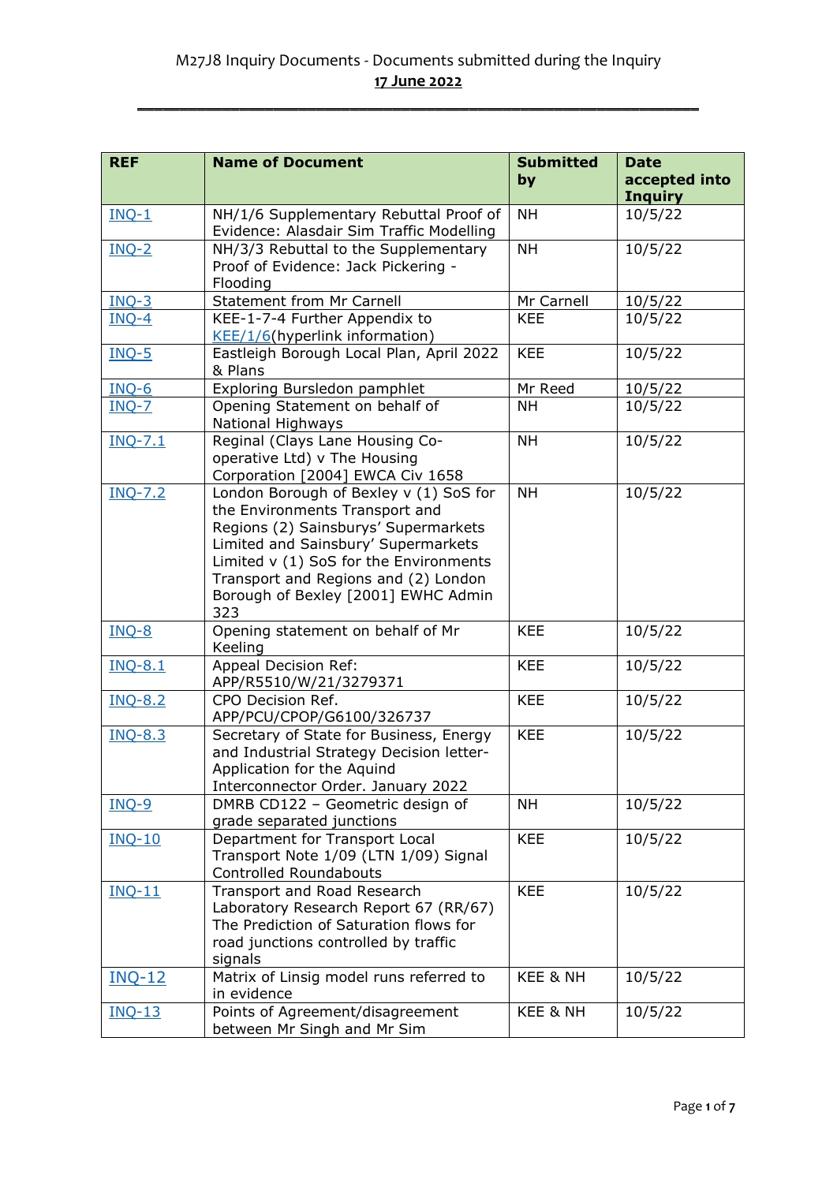M27J8 Inquiry Documents - Documents submitted during the Inquiry

**17 June 2022**

| REF | Name of Document | Submitted by | Date accepted into Inquiry |
|---|---|---|---|
| INQ-1 | NH/1/6 Supplementary Rebuttal Proof of Evidence: Alasdair Sim Traffic Modelling | NH | 10/5/22 |
| INQ-2 | NH/3/3 Rebuttal to the Supplementary Proof of Evidence: Jack Pickering - Flooding | NH | 10/5/22 |
| INQ-3 | Statement from Mr Carnell | Mr Carnell | 10/5/22 |
| INQ-4 | KEE-1-7-4 Further Appendix to KEE/1/6(hyperlink information) | KEE | 10/5/22 |
| INQ-5 | Eastleigh Borough Local Plan, April 2022 & Plans | KEE | 10/5/22 |
| INQ-6 | Exploring Bursledon pamphlet | Mr Reed | 10/5/22 |
| INQ-7 | Opening Statement on behalf of National Highways | NH | 10/5/22 |
| INQ-7.1 | Reginal (Clays Lane Housing Co-operative Ltd) v The Housing Corporation [2004] EWCA Civ 1658 | NH | 10/5/22 |
| INQ-7.2 | London Borough of Bexley v (1) SoS for the Environments Transport and Regions (2) Sainsburys' Supermarkets Limited and Sainsbury' Supermarkets Limited v (1) SoS for the Environments Transport and Regions and (2) London Borough of Bexley [2001] EWHC Admin 323 | NH | 10/5/22 |
| INQ-8 | Opening statement on behalf of Mr Keeling | KEE | 10/5/22 |
| INQ-8.1 | Appeal Decision Ref: APP/R5510/W/21/3279371 | KEE | 10/5/22 |
| INQ-8.2 | CPO Decision Ref. APP/PCU/CPOP/G6100/326737 | KEE | 10/5/22 |
| INQ-8.3 | Secretary of State for Business, Energy and Industrial Strategy Decision letter-Application for the Aquind Interconnector Order. January 2022 | KEE | 10/5/22 |
| INQ-9 | DMRB CD122 – Geometric design of grade separated junctions | NH | 10/5/22 |
| INQ-10 | Department for Transport Local Transport Note 1/09 (LTN 1/09) Signal Controlled Roundabouts | KEE | 10/5/22 |
| INQ-11 | Transport and Road Research Laboratory Research Report 67 (RR/67) The Prediction of Saturation flows for road junctions controlled by traffic signals | KEE | 10/5/22 |
| INQ-12 | Matrix of Linsig model runs referred to in evidence | KEE & NH | 10/5/22 |
| INQ-13 | Points of Agreement/disagreement between Mr Singh and Mr Sim | KEE & NH | 10/5/22 |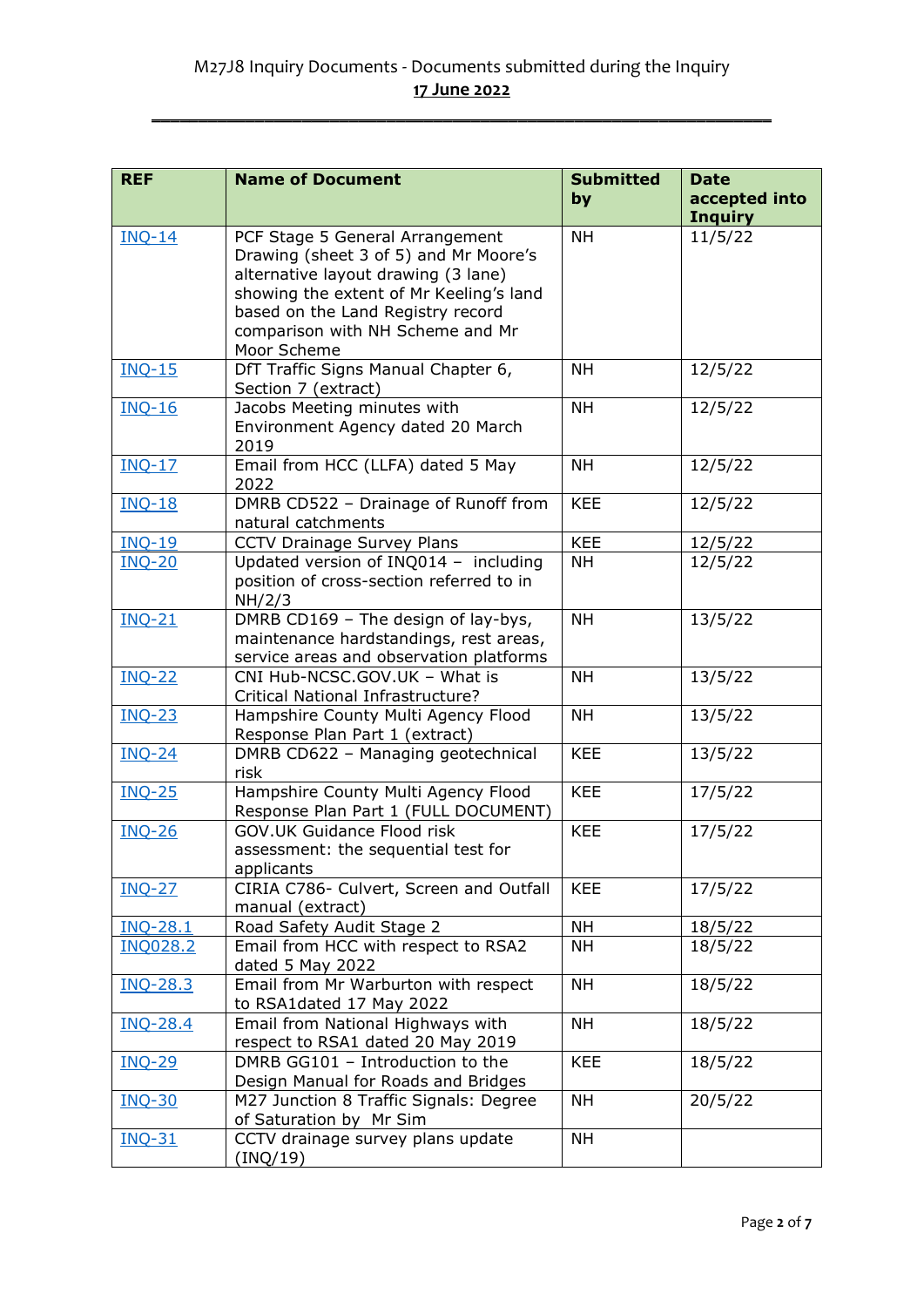M27J8 Inquiry Documents - Documents submitted during the Inquiry

**17 June 2022**

| REF | Name of Document | Submitted by | Date accepted into Inquiry |
|---|---|---|---|
| INQ-14 | PCF Stage 5 General Arrangement Drawing (sheet 3 of 5) and Mr Moore's alternative layout drawing (3 lane) showing the extent of Mr Keeling's land based on the Land Registry record comparison with NH Scheme and Mr Moor Scheme | NH | 11/5/22 |
| INQ-15 | DfT Traffic Signs Manual Chapter 6, Section 7 (extract) | NH | 12/5/22 |
| INQ-16 | Jacobs Meeting minutes with Environment Agency dated 20 March 2019 | NH | 12/5/22 |
| INQ-17 | Email from HCC (LLFA) dated 5 May 2022 | NH | 12/5/22 |
| INQ-18 | DMRB CD522 – Drainage of Runoff from natural catchments | KEE | 12/5/22 |
| INQ-19 | CCTV Drainage Survey Plans | KEE | 12/5/22 |
| INQ-20 | Updated version of INQ014 – including position of cross-section referred to in NH/2/3 | NH | 12/5/22 |
| INQ-21 | DMRB CD169 – The design of lay-bys, maintenance hardstandings, rest areas, service areas and observation platforms | NH | 13/5/22 |
| INQ-22 | CNI Hub-NCSC.GOV.UK – What is Critical National Infrastructure? | NH | 13/5/22 |
| INQ-23 | Hampshire County Multi Agency Flood Response Plan Part 1 (extract) | NH | 13/5/22 |
| INQ-24 | DMRB CD622 – Managing geotechnical risk | KEE | 13/5/22 |
| INQ-25 | Hampshire County Multi Agency Flood Response Plan Part 1 (FULL DOCUMENT) | KEE | 17/5/22 |
| INQ-26 | GOV.UK Guidance Flood risk assessment: the sequential test for applicants | KEE | 17/5/22 |
| INQ-27 | CIRIA C786- Culvert, Screen and Outfall manual (extract) | KEE | 17/5/22 |
| INQ-28.1 | Road Safety Audit Stage 2 | NH | 18/5/22 |
| INQ028.2 | Email from HCC with respect to RSA2 dated 5 May 2022 | NH | 18/5/22 |
| INQ-28.3 | Email from Mr Warburton with respect to RSA1dated 17 May 2022 | NH | 18/5/22 |
| INQ-28.4 | Email from National Highways with respect to RSA1 dated 20 May 2019 | NH | 18/5/22 |
| INQ-29 | DMRB GG101 – Introduction to the Design Manual for Roads and Bridges | KEE | 18/5/22 |
| INQ-30 | M27 Junction 8 Traffic Signals: Degree of Saturation by Mr Sim | NH | 20/5/22 |
| INQ-31 | CCTV drainage survey plans update (INQ/19) | NH | |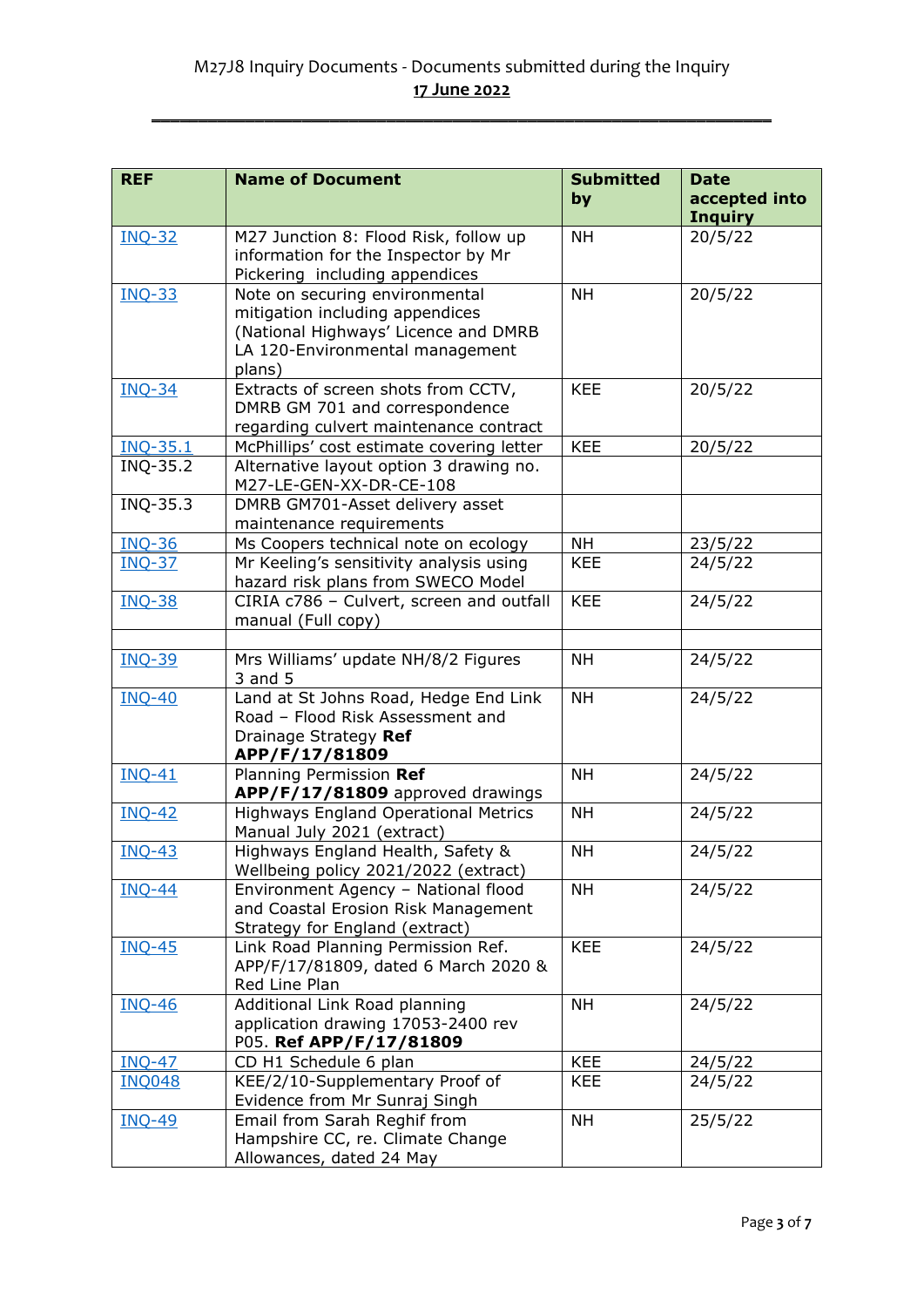M27J8 Inquiry Documents - Documents submitted during the Inquiry

17 June 2022

| REF | Name of Document | Submitted by | Date accepted into Inquiry |
|---|---|---|---|
| INQ-32 | M27 Junction 8: Flood Risk, follow up information for the Inspector by Mr Pickering including appendices | NH | 20/5/22 |
| INQ-33 | Note on securing environmental mitigation including appendices (National Highways' Licence and DMRB LA 120-Environmental management plans) | NH | 20/5/22 |
| INQ-34 | Extracts of screen shots from CCTV, DMRB GM 701 and correspondence regarding culvert maintenance contract | KEE | 20/5/22 |
| INQ-35.1 | McPhillips' cost estimate covering letter | KEE | 20/5/22 |
| INQ-35.2 | Alternative layout option 3 drawing no. M27-LE-GEN-XX-DR-CE-108 | | |
| INQ-35.3 | DMRB GM701-Asset delivery asset maintenance requirements | | |
| INQ-36 | Ms Coopers technical note on ecology | NH | 23/5/22 |
| INQ-37 | Mr Keeling's sensitivity analysis using hazard risk plans from SWECO Model | KEE | 24/5/22 |
| INQ-38 | CIRIA c786 – Culvert, screen and outfall manual (Full copy) | KEE | 24/5/22 |
| | | | |
| INQ-39 | Mrs Williams' update NH/8/2 Figures 3 and 5 | NH | 24/5/22 |
| INQ-40 | Land at St Johns Road, Hedge End Link Road – Flood Risk Assessment and Drainage Strategy **Ref APP/F/17/81809** | NH | 24/5/22 |
| INQ-41 | Planning Permission **Ref APP/F/17/81809** approved drawings | NH | 24/5/22 |
| INQ-42 | Highways England Operational Metrics Manual July 2021 (extract) | NH | 24/5/22 |
| INQ-43 | Highways England Health, Safety & Wellbeing policy 2021/2022 (extract) | NH | 24/5/22 |
| INQ-44 | Environment Agency – National flood and Coastal Erosion Risk Management Strategy for England (extract) | NH | 24/5/22 |
| INQ-45 | Link Road Planning Permission Ref. APP/F/17/81809, dated 6 March 2020 & Red Line Plan | KEE | 24/5/22 |
| INQ-46 | Additional Link Road planning application drawing 17053-2400 rev P05. **Ref APP/F/17/81809** | NH | 24/5/22 |
| INQ-47 | CD H1 Schedule 6 plan | KEE | 24/5/22 |
| INQ048 | KEE/2/10-Supplementary Proof of Evidence from Mr Sunraj Singh | KEE | 24/5/22 |
| INQ-49 | Email from Sarah Reghif from Hampshire CC, re. Climate Change Allowances, dated 24 May | NH | 25/5/22 |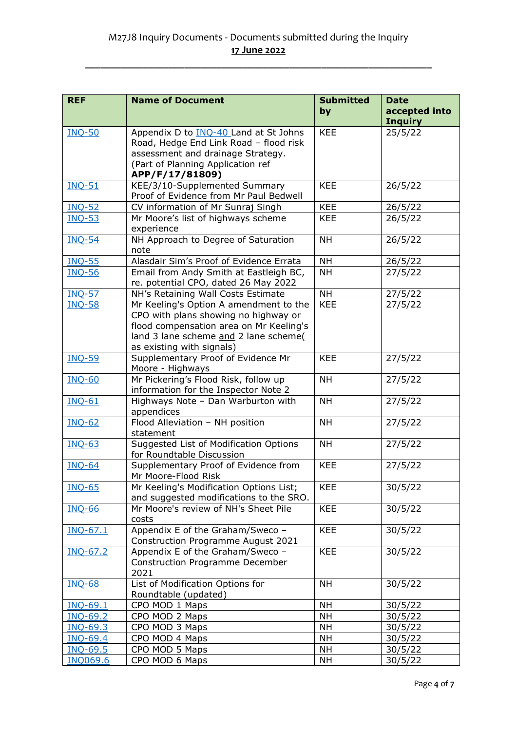M27J8 Inquiry Documents - Documents submitted during the Inquiry
17 June 2022

| REF | Name of Document | Submitted by | Date accepted into Inquiry |
|---|---|---|---|
| INQ-50 | Appendix D to INQ-40 Land at St Johns Road, Hedge End Link Road – flood risk assessment and drainage Strategy. (Part of Planning Application ref **APP/F/17/81809)** | KEE | 25/5/22 |
| INQ-51 | KEE/3/10-Supplemented Summary Proof of Evidence from Mr Paul Bedwell | KEE | 26/5/22 |
| INQ-52 | CV information of Mr Sunraj Singh | KEE | 26/5/22 |
| INQ-53 | Mr Moore's list of highways scheme experience | KEE | 26/5/22 |
| INQ-54 | NH Approach to Degree of Saturation note | NH | 26/5/22 |
| INQ-55 | Alasdair Sim's Proof of Evidence Errata | NH | 26/5/22 |
| INQ-56 | Email from Andy Smith at Eastleigh BC, re. potential CPO, dated 26 May 2022 | NH | 27/5/22 |
| INQ-57 | NH's Retaining Wall Costs Estimate | NH | 27/5/22 |
| INQ-58 | Mr Keeling's Option A amendment to the CPO with plans showing no highway or flood compensation area on Mr Keeling's land 3 lane scheme and 2 lane scheme( as existing with signals) | KEE | 27/5/22 |
| INQ-59 | Supplementary Proof of Evidence Mr Moore - Highways | KEE | 27/5/22 |
| INQ-60 | Mr Pickering's Flood Risk, follow up information for the Inspector Note 2 | NH | 27/5/22 |
| INQ-61 | Highways Note – Dan Warburton with appendices | NH | 27/5/22 |
| INQ-62 | Flood Alleviation – NH position statement | NH | 27/5/22 |
| INQ-63 | Suggested List of Modification Options for Roundtable Discussion | NH | 27/5/22 |
| INQ-64 | Supplementary Proof of Evidence from Mr Moore-Flood Risk | KEE | 27/5/22 |
| INQ-65 | Mr Keeling's Modification Options List; and suggested modifications to the SRO. | KEE | 30/5/22 |
| INQ-66 | Mr Moore's review of NH's Sheet Pile costs | KEE | 30/5/22 |
| INQ-67.1 | Appendix E of the Graham/Sweco – Construction Programme August 2021 | KEE | 30/5/22 |
| INQ-67.2 | Appendix E of the Graham/Sweco – Construction Programme December 2021 | KEE | 30/5/22 |
| INQ-68 | List of Modification Options for Roundtable (updated) | NH | 30/5/22 |
| INQ-69.1 | CPO MOD 1 Maps | NH | 30/5/22 |
| INQ-69.2 | CPO MOD 2 Maps | NH | 30/5/22 |
| INQ-69.3 | CPO MOD 3 Maps | NH | 30/5/22 |
| INQ-69.4 | CPO MOD 4 Maps | NH | 30/5/22 |
| INQ-69.5 | CPO MOD 5 Maps | NH | 30/5/22 |
| INQ069.6 | CPO MOD 6 Maps | NH | 30/5/22 |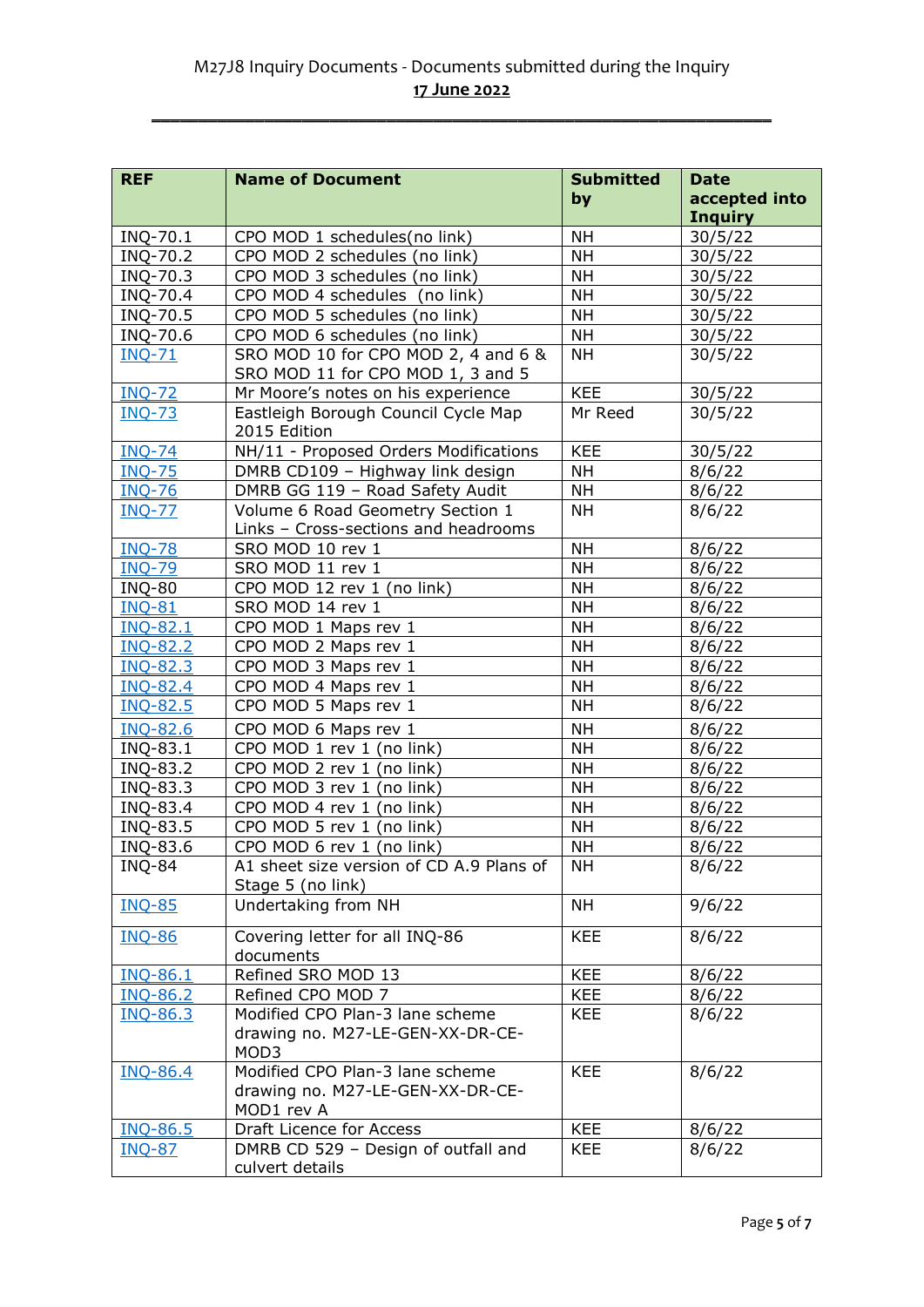M27J8 Inquiry Documents - Documents submitted during the Inquiry
**17 June 2022**

| REF | Name of Document | Submitted by | Date accepted into Inquiry |
|---|---|---|---|
| INQ-70.1 | CPO MOD 1 schedules(no link) | NH | 30/5/22 |
| INQ-70.2 | CPO MOD 2 schedules (no link) | NH | 30/5/22 |
| INQ-70.3 | CPO MOD 3 schedules (no link) | NH | 30/5/22 |
| INQ-70.4 | CPO MOD 4 schedules (no link) | NH | 30/5/22 |
| INQ-70.5 | CPO MOD 5 schedules (no link) | NH | 30/5/22 |
| INQ-70.6 | CPO MOD 6 schedules (no link) | NH | 30/5/22 |
| INQ-71 | SRO MOD 10 for CPO MOD 2, 4 and 6 & SRO MOD 11 for CPO MOD 1, 3 and 5 | NH | 30/5/22 |
| INQ-72 | Mr Moore's notes on his experience | KEE | 30/5/22 |
| INQ-73 | Eastleigh Borough Council Cycle Map 2015 Edition | Mr Reed | 30/5/22 |
| INQ-74 | NH/11 - Proposed Orders Modifications | KEE | 30/5/22 |
| INQ-75 | DMRB CD109 – Highway link design | NH | 8/6/22 |
| INQ-76 | DMRB GG 119 – Road Safety Audit | NH | 8/6/22 |
| INQ-77 | Volume 6 Road Geometry Section 1 Links – Cross-sections and headrooms | NH | 8/6/22 |
| INQ-78 | SRO MOD 10 rev 1 | NH | 8/6/22 |
| INQ-79 | SRO MOD 11 rev 1 | NH | 8/6/22 |
| INQ-80 | CPO MOD 12 rev 1 (no link) | NH | 8/6/22 |
| INQ-81 | SRO MOD 14 rev 1 | NH | 8/6/22 |
| INQ-82.1 | CPO MOD 1 Maps rev 1 | NH | 8/6/22 |
| INQ-82.2 | CPO MOD 2 Maps rev 1 | NH | 8/6/22 |
| INQ-82.3 | CPO MOD 3 Maps rev 1 | NH | 8/6/22 |
| INQ-82.4 | CPO MOD 4 Maps rev 1 | NH | 8/6/22 |
| INQ-82.5 | CPO MOD 5 Maps rev 1 | NH | 8/6/22 |
| INQ-82.6 | CPO MOD 6 Maps rev 1 | NH | 8/6/22 |
| INQ-83.1 | CPO MOD 1 rev 1 (no link) | NH | 8/6/22 |
| INQ-83.2 | CPO MOD 2 rev 1 (no link) | NH | 8/6/22 |
| INQ-83.3 | CPO MOD 3 rev 1 (no link) | NH | 8/6/22 |
| INQ-83.4 | CPO MOD 4 rev 1 (no link) | NH | 8/6/22 |
| INQ-83.5 | CPO MOD 5 rev 1 (no link) | NH | 8/6/22 |
| INQ-83.6 | CPO MOD 6 rev 1 (no link) | NH | 8/6/22 |
| INQ-84 | A1 sheet size version of CD A.9 Plans of Stage 5 (no link) | NH | 8/6/22 |
| INQ-85 | Undertaking from NH | NH | 9/6/22 |
| INQ-86 | Covering letter for all INQ-86 documents | KEE | 8/6/22 |
| INQ-86.1 | Refined SRO MOD 13 | KEE | 8/6/22 |
| INQ-86.2 | Refined CPO MOD 7 | KEE | 8/6/22 |
| INQ-86.3 | Modified CPO Plan-3 lane scheme drawing no. M27-LE-GEN-XX-DR-CE-MOD3 | KEE | 8/6/22 |
| INQ-86.4 | Modified CPO Plan-3 lane scheme drawing no. M27-LE-GEN-XX-DR-CE-MOD1 rev A | KEE | 8/6/22 |
| INQ-86.5 | Draft Licence for Access | KEE | 8/6/22 |
| INQ-87 | DMRB CD 529 – Design of outfall and culvert details | KEE | 8/6/22 |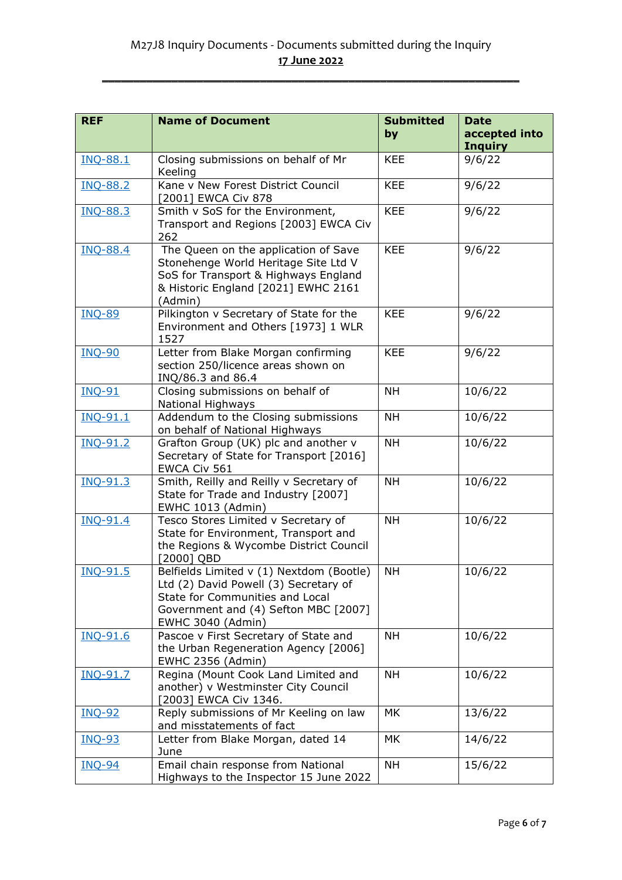# M27J8 Inquiry Documents - Documents submitted during the Inquiry

**17 June 2022**

| REF | Name of Document | Submitted by | Date accepted into Inquiry |
|---|---|---|---|
| INQ-88.1 | Closing submissions on behalf of Mr Keeling | KEE | 9/6/22 |
| INQ-88.2 | Kane v New Forest District Council [2001] EWCA Civ 878 | KEE | 9/6/22 |
| INQ-88.3 | Smith v SoS for the Environment, Transport and Regions [2003] EWCA Civ 262 | KEE | 9/6/22 |
| INQ-88.4 | The Queen on the application of Save Stonehenge World Heritage Site Ltd V SoS for Transport & Highways England & Historic England [2021] EWHC 2161 (Admin) | KEE | 9/6/22 |
| INQ-89 | Pilkington v Secretary of State for the Environment and Others [1973] 1 WLR 1527 | KEE | 9/6/22 |
| INQ-90 | Letter from Blake Morgan confirming section 250/licence areas shown on INQ/86.3 and 86.4 | KEE | 9/6/22 |
| INQ-91 | Closing submissions on behalf of National Highways | NH | 10/6/22 |
| INQ-91.1 | Addendum to the Closing submissions on behalf of National Highways | NH | 10/6/22 |
| INQ-91.2 | Grafton Group (UK) plc and another v Secretary of State for Transport [2016] EWCA Civ 561 | NH | 10/6/22 |
| INQ-91.3 | Smith, Reilly and Reilly v Secretary of State for Trade and Industry [2007] EWHC 1013 (Admin) | NH | 10/6/22 |
| INQ-91.4 | Tesco Stores Limited v Secretary of State for Environment, Transport and the Regions & Wycombe District Council [2000] QBD | NH | 10/6/22 |
| INQ-91.5 | Belfields Limited v (1) Nextdom (Bootle) Ltd (2) David Powell (3) Secretary of State for Communities and Local Government and (4) Sefton MBC [2007] EWHC 3040 (Admin) | NH | 10/6/22 |
| INQ-91.6 | Pascoe v First Secretary of State and the Urban Regeneration Agency [2006] EWHC 2356 (Admin) | NH | 10/6/22 |
| INQ-91.7 | Regina (Mount Cook Land Limited and another) v Westminster City Council [2003] EWCA Civ 1346. | NH | 10/6/22 |
| INQ-92 | Reply submissions of Mr Keeling on law and misstatements of fact | MK | 13/6/22 |
| INQ-93 | Letter from Blake Morgan, dated 14 June | MK | 14/6/22 |
| INQ-94 | Email chain response from National Highways to the Inspector 15 June 2022 | NH | 15/6/22 |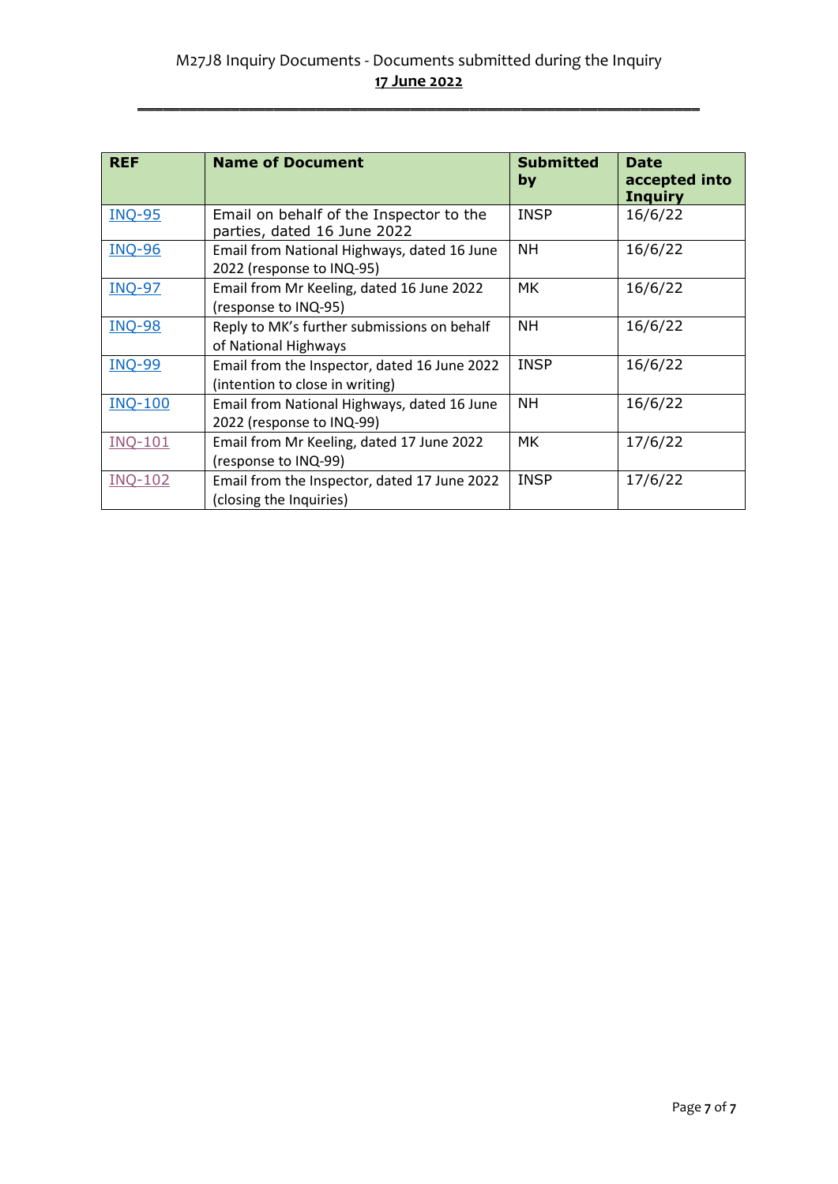M27J8 Inquiry Documents - Documents submitted during the Inquiry
**17 June 2022**

| REF | Name of Document | Submitted by | Date accepted into Inquiry |
|---|---|---|---|
| INQ-95 | Email on behalf of the Inspector to the parties, dated 16 June 2022 | INSP | 16/6/22 |
| INQ-96 | Email from National Highways, dated 16 June 2022 (response to INQ-95) | NH | 16/6/22 |
| INQ-97 | Email from Mr Keeling, dated 16 June 2022 (response to INQ-95) | MK | 16/6/22 |
| INQ-98 | Reply to MK's further submissions on behalf of National Highways | NH | 16/6/22 |
| INQ-99 | Email from the Inspector, dated 16 June 2022 (intention to close in writing) | INSP | 16/6/22 |
| INQ-100 | Email from National Highways, dated 16 June 2022 (response to INQ-99) | NH | 16/6/22 |
| INQ-101 | Email from Mr Keeling, dated 17 June 2022 (response to INQ-99) | MK | 17/6/22 |
| INQ-102 | Email from the Inspector, dated 17 June 2022 (closing the Inquiries) | INSP | 17/6/22 |